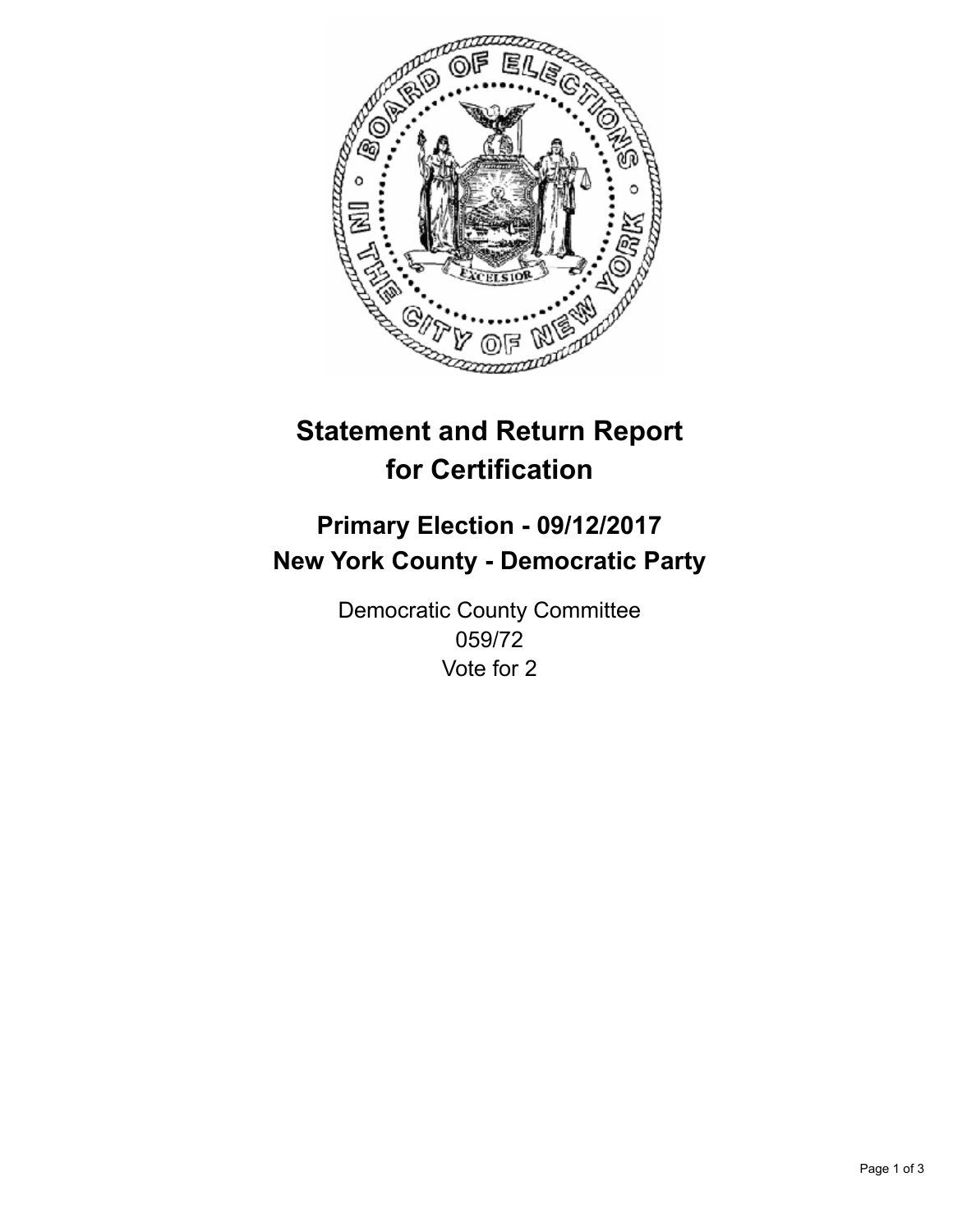# Statement and Return Report for Certification

## Primary Election - 09/12/2017
## New York County - Democratic Party

Democratic County Committee
059/72
Vote for 2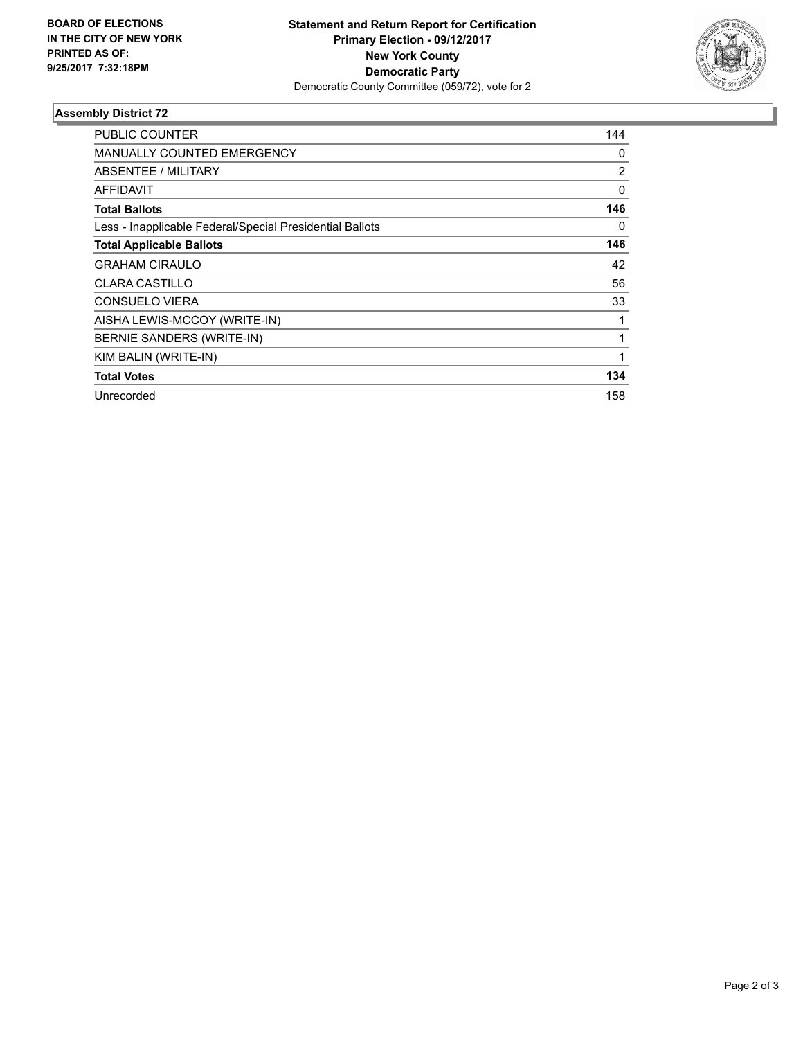**BOARD OF ELECTIONS IN THE CITY OF NEW YORK PRINTED AS OF: 9/25/2017 7:32:18PM**

**Statement and Return Report for Certification**
**Primary Election - 09/12/2017**
**New York County**
**Democratic Party**
Democratic County Committee (059/72), vote for 2

## Assembly District 72

| | |
|---|---|
| PUBLIC COUNTER | 144 |
| MANUALLY COUNTED EMERGENCY | 0 |
| ABSENTEE / MILITARY | 2 |
| AFFIDAVIT | 0 |
| **Total Ballots** | **146** |
| Less - Inapplicable Federal/Special Presidential Ballots | 0 |
| **Total Applicable Ballots** | **146** |
| GRAHAM CIRAULO | 42 |
| CLARA CASTILLO | 56 |
| CONSUELO VIERA | 33 |
| AISHA LEWIS-MCCOY (WRITE-IN) | 1 |
| BERNIE SANDERS (WRITE-IN) | 1 |
| KIM BALIN (WRITE-IN) | 1 |
| **Total Votes** | **134** |
| Unrecorded | 158 |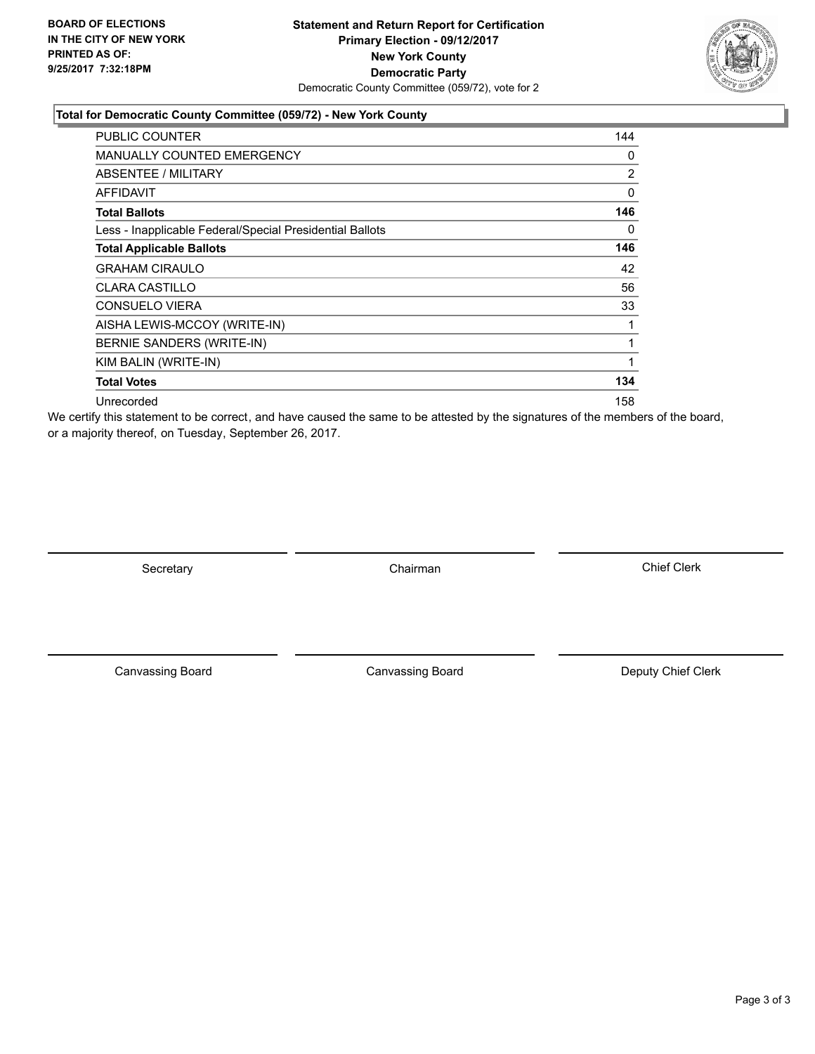**BOARD OF ELECTIONS IN THE CITY OF NEW YORK PRINTED AS OF: 9/25/2017 7:32:18PM**

**Statement and Return Report for Certification**
**Primary Election - 09/12/2017**
**New York County**
**Democratic Party**
Democratic County Committee (059/72), vote for 2

### Total for Democratic County Committee (059/72) - New York County

| | |
|---|---|
| PUBLIC COUNTER | 144 |
| MANUALLY COUNTED EMERGENCY | 0 |
| ABSENTEE / MILITARY | 2 |
| AFFIDAVIT | 0 |
| **Total Ballots** | **146** |
| Less - Inapplicable Federal/Special Presidential Ballots | 0 |
| **Total Applicable Ballots** | **146** |
| GRAHAM CIRAULO | 42 |
| CLARA CASTILLO | 56 |
| CONSUELO VIERA | 33 |
| AISHA LEWIS-MCCOY (WRITE-IN) | 1 |
| BERNIE SANDERS (WRITE-IN) | 1 |
| KIM BALIN (WRITE-IN) | 1 |
| **Total Votes** | **134** |
| Unrecorded | 158 |

We certify this statement to be correct, and have caused the same to be attested by the signatures of the members of the board, or a majority thereof, on Tuesday, September 26, 2017.

Secretary

Chairman

Chief Clerk

Canvassing Board

Canvassing Board

Deputy Chief Clerk